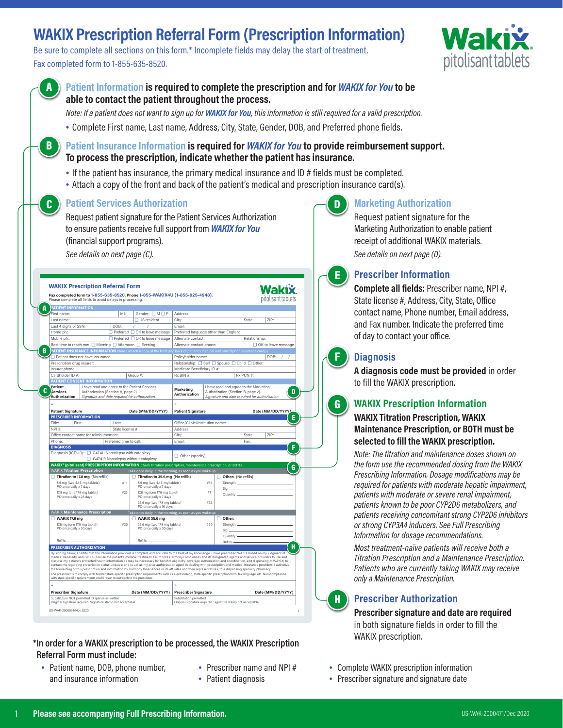# WAKIX Prescription Referral Form (Prescription Information)

Be sure to complete all sections on this form.* Incomplete fields may delay the start of treatment.

Fax completed form to 1-855-635-8520.

Wakix® pitolisant tablets

## A — Patient Information is required to complete the prescription and for *WAKIX for You* to be able to contact the patient throughout the process.

*Note: If a patient does not want to sign up for **WAKIX for You**, this information is still required for a valid prescription.*

- Complete First name, Last name, Address, City, State, Gender, DOB, and Preferred phone fields.

## B — Patient Insurance Information is required for *WAKIX for You* to provide reimbursement support. To process the prescription, indicate whether the patient has insurance.

- If the patient has insurance, the primary medical insurance and ID # fields must be completed.
- Attach a copy of the front and back of the patient's medical and prescription insurance card(s).

## C — Patient Services Authorization

Request patient signature for the Patient Services Authorization to ensure patients receive full support from ***WAKIX for You*** (financial support programs).

*See details on next page (C).*

## D — Marketing Authorization

Request patient signature for the Marketing Authorization to enable patient receipt of additional WAKIX materials.

*See details on next page (D).*

---

**WAKIX Prescription Referral Form**

**Fax completed form to 1-855-635-8520. Phone 1-855-WAKIX4U (1-855-925-4948).**
Please complete all fields to avoid delays in processing.

**PATIENT INFORMATION**

| | | | |
|---|---|---|---|
| First name: | MI: | Gender: ☐ M ☐ F | Address: |
| Last name: | | ☐ US resident | City: State: ZIP: |
| Last 4 digits of SSN: | DOB: / / | | Email: |
| Home ph.: | ☐ Preferred ☐ OK to leave message | | Preferred language other than English: |
| Mobile ph.: | ☐ Preferred ☐ OK to leave message | | Alternate contact: Relationship: |
| Best time to reach me: ☐ Morning ☐ Afternoon ☐ Evening | | | Alternate contact phone: ☐ OK to leave message |

**PATIENT INSURANCE INFORMATION** Please attach a copy of the front and back of patient's medical and prescription insurance card(s).

| | |
|---|---|
| ☐ Patient does not have insurance | Policyholder name: DOB: / / |
| Prescription drug insurer: | Relationship: ☐ Self ☐ Spouse ☐ Child ☐ Other: |
| Insurer phone: | Medicare Beneficiary ID #: |
| Cardholder ID #: Group #: | Rx BIN #: Rx PCN #: |

**PATIENT CONSENT INFORMATION**

| | | | |
|---|---|---|---|
| **Patient Services Authorization** | I have read and agree to the Patient Services Authorization (Section A, page 2). *Signature and date required for authorization.* | **Marketing Authorization** | I have read and agree to the Marketing Authorization (Section B, page 2). *Signature and date required for authorization.* |
| » **Patient Signature** | **Date (MM/DD/YYYY)** | » **Patient Signature** | **Date (MM/DD/YYYY)** |

**PRESCRIBER INFORMATION**

| | |
|---|---|
| Title: First: Last: | Office/Clinic/Institution name: |
| NPI #: State license #: | Address: |
| Office contact name for reimbursement: | City: State: ZIP: |
| Phone: Preferred time to call: | Email: Fax: |

**DIAGNOSIS**

Diagnosis (ICD-10): ☐ G47.411 Narcolepsy with cataplexy ☐ G47.419 Narcolepsy without cataplexy ☐ Other (specify):

**WAKIX® (pitolisant) PRESCRIPTION INFORMATION** Check titration prescription, maintenance prescription, or BOTH.

**WAKIX Titration Prescription** — Take once daily in the morning, as soon as you wake up.

| ☐ Titration to 17.8 mg (No refills) | | ☐ Titration to 35.6 mg (No refills) | | ☐ Other: (No refills) |
|---|---|---|---|---|
| 8.9 mg (two 4.45-mg tablets) PO once daily x 7 days | #14 | 8.9 mg (two 4.45-mg tablets) PO once daily x 7 days | #14 | Strength: |
| 17.8 mg (one 17.8-mg tablet) PO once daily x 23 days | #23 | 17.8 mg (one 17.8-mg tablet) PO once daily x 7 days | #7 | Sig: |
| | | 35.6 mg (two 17.8-mg tablets) PO once daily x 16 days | #32 | Quantity: |

**WAKIX Maintenance Prescription** — Take once daily in the morning, as soon as you wake up.

| ☐ WAKIX 17.8 mg | | ☐ WAKIX 35.6 mg | | ☐ Other: |
|---|---|---|---|---|
| 17.8 mg (one 17.8-mg tablet) PO once daily x 30 days | #30 | 35.6 mg (two 17.8-mg tablets) PO once daily x 30 days | #60 | Strength: / Sig: / Quantity: |
| Refills: | | Refills: | | Refills: |

**PRESCRIBER AUTHORIZATION**

By signing below, I certify that the information provided is complete and accurate to the best of my knowledge. I have prescribed WAKIX based on my judgment of medical necessity, and I will supervise the patient's medical treatment. I authorize Harmony Biosciences and its designated agents and service providers to use and disclose my patient's protected health information as may be necessary for benefits eligibility, coverage authorization and coordination, and dispensing of WAKIX; to contact me regarding prescription status updates; and to act as my prior authorization agent in dealing with prescription and medical insurance providers. I authorize the forwarding of this prescription and information by Harmony Biosciences or its affiliates and their representatives, to a dispensing specialty pharmacy.

The prescriber is to comply with his/her state-specific prescription requirements such as e-prescribing, state-specific prescription form, fax language, etc. Non-compliance with state-specific requirements could result in outreach to the prescriber.

| | |
|---|---|
| » **Prescriber Signature** **Date (MM/DD/YYYY)** | » **Prescriber Signature** **Date (MM/DD/YYYY)** |
| Substitution NOT permitted. Dispense as written. Original signature required. Signature stamp not acceptable. | Substitution permitted. Original signature required. Signature stamp not acceptable. |

US-WAK-2000091/Nov 2020

---

## E — Prescriber Information

**Complete all fields:** Prescriber name, NPI #, State license #, Address, City, State, Office contact name, Phone number, Email address, and Fax number. Indicate the preferred time of day to contact your office.

## F — Diagnosis

**A diagnosis code must be provided** in order to fill the WAKIX prescription.

## G — WAKIX Prescription Information

**WAKIX Titration Prescription, WAKIX Maintenance Prescription, or BOTH must be selected to fill the WAKIX prescription.**

*Note: The titration and maintenance doses shown on the form use the recommended dosing from the WAKIX Prescribing Information. Dosage modifications may be required for patients with moderate hepatic impairment, patients with moderate or severe renal impairment, patients known to be poor CYP2D6 metabolizers, and patients receiving concomitant strong CYP2D6 inhibitors or strong CYP3A4 inducers. See Full Prescribing Information for dosage recommendations.*

*Most treatment-naïve patients will receive both a Titration Prescription and a Maintenance Prescription. Patients who are currently taking WAKIX may receive only a Maintenance Prescription.*

## H — Prescriber Authorization

**Prescriber signature and date are required** in both signature fields in order to fill the WAKIX prescription.

---

**\*In order for a WAKIX prescription to be processed, the WAKIX Prescription Referral Form must include:**

- Patient name, DOB, phone number, and insurance information
- Prescriber name and NPI #
- Patient diagnosis
- Complete WAKIX prescription information
- Prescriber signature and signature date

**Please see accompanying Full Prescribing Information.**

US-WAK-2000471/Dec 2020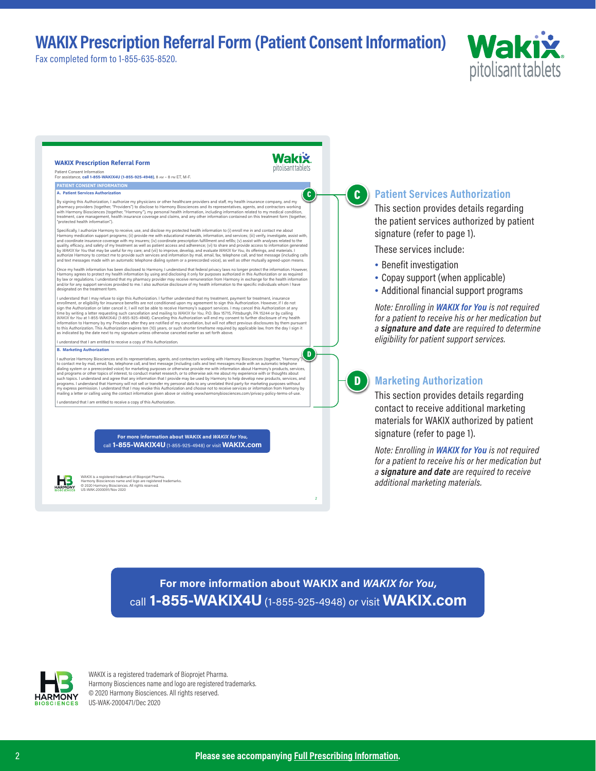# WAKIX Prescription Referral Form (Patient Consent Information)

Fax completed form to 1-855-635-8520.

## WAKIX Prescription Referral Form

Patient Consent Information

For assistance, call **1-855-WAKIX4U (1-855-925-4948)**, 8 AM – 8 PM ET, M-F.

### PATIENT CONSENT INFORMATION

#### A. Patient Services Authorization

By signing this Authorization, I authorize my physicians or other healthcare providers and staff, my health insurance company, and my pharmacy providers (together, "Providers") to disclose to Harmony Biosciences and its representatives, agents, and contractors working with Harmony Biosciences (together, "Harmony"), my personal health information, including information related to my medical condition, treatment, care management, health insurance coverage and claims, and any other information contained on this treatment form (together, "protected health information").

Specifically, I authorize Harmony to receive, use, and disclose my protected health information to (i) enroll me in and contact me about Harmony medication support programs; (ii) provide me with educational materials, information, and services; (iii) verify, investigate, assist with, and coordinate insurance coverage with my insurers; (iv) coordinate prescription fulfillment and refills; (v) assist with analyses related to the quality, efficacy, and safety of my treatment as well as patient access and adherence; (vi) to share and provide access to information generated by *WAKIX for You* that may be useful for my care; and (vii) to improve, develop, and evaluate *WAKIX for You*, its offerings, and materials. I authorize Harmony to contact me to provide such services and information by mail, email, fax, telephone call, and text message (including calls and text messages made with an automatic telephone dialing system or a prerecorded voice), as well as other mutually agreed-upon means.

Once my health information has been disclosed to Harmony, I understand that federal privacy laws no longer protect the information. However, Harmony agrees to protect my health information by using and disclosing it only for purposes authorized in this Authorization or as required by law or regulations. I understand that my pharmacy provider may receive remuneration from Harmony in exchange for the health information and/or for any support services provided to me. I also authorize disclosure of my health information to the specific individuals whom I have designated on the treatment form.

I understand that I may refuse to sign this Authorization. I further understand that my treatment, payment for treatment, insurance enrollment, or eligibility for insurance benefits are not conditioned upon my agreement to sign this Authorization. However, if I do not sign the Authorization or later cancel it, I will not be able to receive Harmony's support services. I may cancel this Authorization at any time by writing a letter requesting such cancellation and mailing to *WAKIX for You*, P.O. Box 15715, Pittsburgh, PA 15244 or by calling *WAKIX for You* at 1-855-WAKIX4U (1-855-925-4948). Canceling this Authorization will end my consent to further disclosure of information to Harmony by my Providers after they are notified of my cancellation, but will not affect previous disclosures by them pursuant to this Authorization. This Authorization expires ten (10) years, or such shorter timeframe required by applicable law, from the day I sign it as indicated by the date next to my signature unless otherwise canceled earlier as set forth above.

I understand that I am entitled to receive a copy of this Authorization.

#### B. Marketing Authorization

I authorize Harmony Biosciences and its representatives, agents, and contractors working with Harmony Biosciences (together, "Harmony") to contact me by mail, email, fax, telephone call, and text message (including calls and text messages made with an automatic telephone dialing system or a prerecorded voice) for marketing purposes or otherwise provide me with information about Harmony's products, services, and programs or other topics of interest, to conduct market research, or to otherwise ask me about my experience with or thoughts about such topics. I understand and agree that any information that I provide may be used by Harmony to help develop new products, services, and programs. I understand that Harmony will not sell or transfer my personal data to any unrelated third party for marketing purposes without my express permission. I understand that I may revoke this Authorization and choose not to receive services or information from Harmony by mailing a letter or calling using the contact information given above or visiting www.harmonybiosciences.com/privacy-policy-terms-of-use.

I understand that I am entitled to receive a copy of this Authorization.

**For more information about WAKIX and *WAKIX for You*,** call **1-855-WAKIX4U** (1-855-925-4948) or visit **WAKIX.com**

WAKIX is a registered trademark of Bioprojet Pharma.
Harmony Biosciences name and logo are registered trademarks.
© 2020 Harmony Biosciences. All rights reserved.
US-WAK-2000091/Nov 2020

---

## C Patient Services Authorization

This section provides details regarding the patient services authorized by patient signature (refer to page 1).

These services include:

- Benefit investigation
- Copay support (when applicable)
- Additional financial support programs

*Note: Enrolling in **WAKIX for You** is not required for a patient to receive his or her medication but a **signature and date** are required to determine eligibility for patient support services.*

## D Marketing Authorization

This section provides details regarding contact to receive additional marketing materials for WAKIX authorized by patient signature (refer to page 1).

*Note: Enrolling in **WAKIX for You** is not required for a patient to receive his or her medication but a **signature and date** are required to receive additional marketing materials.*

**For more information about WAKIX and *WAKIX for You*,** call **1-855-WAKIX4U** (1-855-925-4948) or visit **WAKIX.com**

WAKIX is a registered trademark of Bioprojet Pharma.
Harmony Biosciences name and logo are registered trademarks.
© 2020 Harmony Biosciences. All rights reserved.
US-WAK-2000471/Dec 2020

**Please see accompanying Full Prescribing Information.**